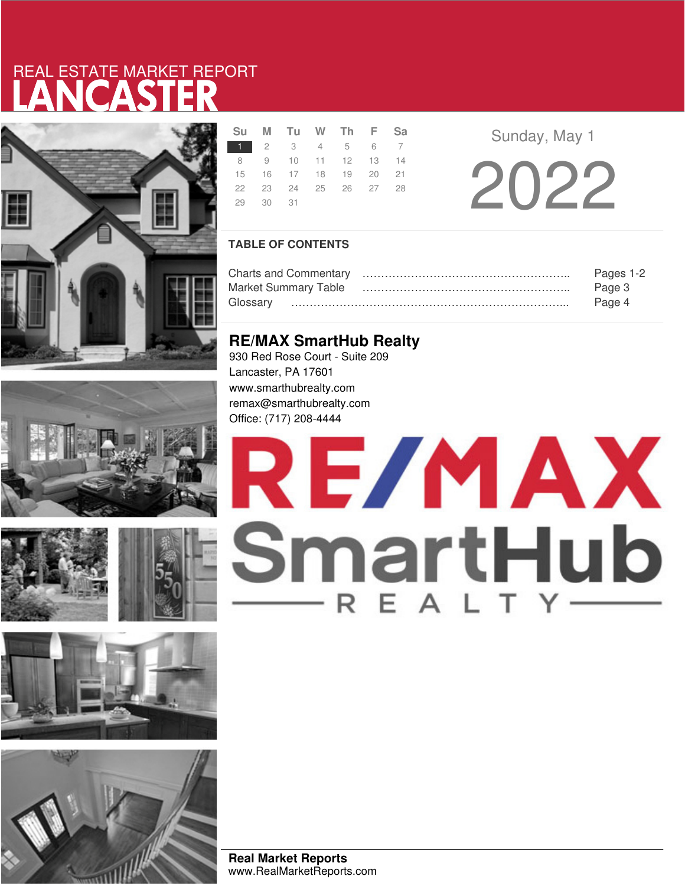REAL ESTATE MARKET REPORT

# LANCASTER

| Su | M | Tu | W | Th | F | Sa |
|---|---|---|---|---|---|---|
| 1 | 2 | 3 | 4 | 5 | 6 | 7 |
| 8 | 9 | 10 | 11 | 12 | 13 | 14 |
| 15 | 16 | 17 | 18 | 19 | 20 | 21 |
| 22 | 23 | 24 | 25 | 26 | 27 | 28 |
| 29 | 30 | 31 | | | | |

Sunday, May 1

2022

## TABLE OF CONTENTS

| | |
|---|---|
| Charts and Commentary | Pages 1-2 |
| Market Summary Table | Page 3 |
| Glossary | Page 4 |

## RE/MAX SmartHub Realty

930 Red Rose Court - Suite 209
Lancaster, PA 17601
www.smarthubrealty.com
remax@smarthubrealty.com
Office: (717) 208-4444

RE/MAX SmartHub REALTY

**Real Market Reports**
www.RealMarketReports.com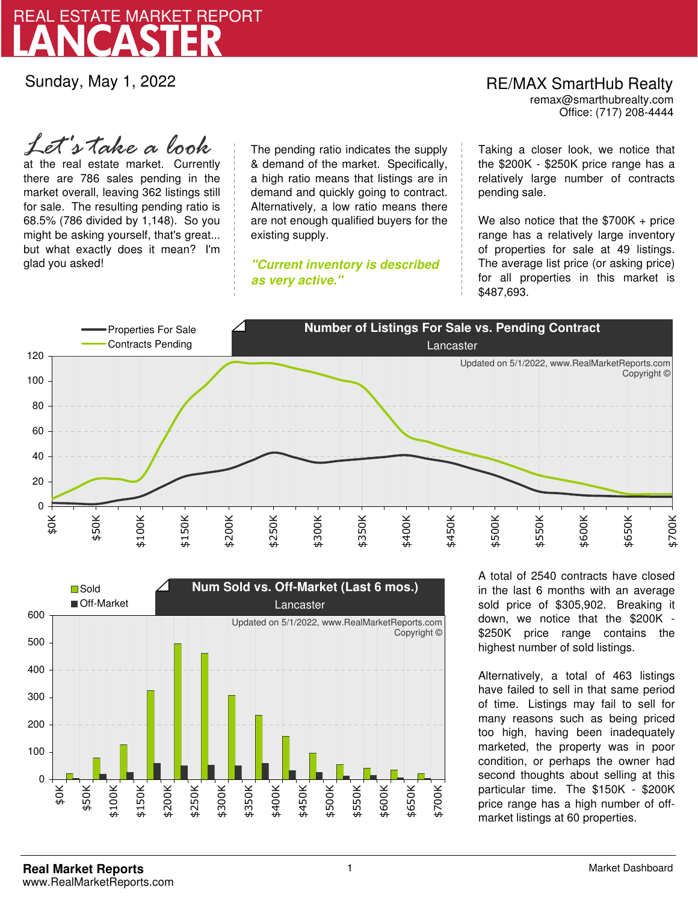# LANCASTER
REAL ESTATE MARKET REPORT

Sunday, May 1, 2022

RE/MAX SmartHub Realty
remax@smarthubrealty.com
Office: (717) 208-4444

*Let's take a look* at the real estate market. Currently there are 786 sales pending in the market overall, leaving 362 listings still for sale. The resulting pending ratio is 68.5% (786 divided by 1,148). So you might be asking yourself, that's great... but what exactly does it mean? I'm glad you asked!

The pending ratio indicates the supply & demand of the market. Specifically, a high ratio means that listings are in demand and quickly going to contract. Alternatively, a low ratio means there are not enough qualified buyers for the existing supply.

***"Current inventory is described as very active."***

Taking a closer look, we notice that the $200K - $250K price range has a relatively large number of contracts pending sale.

We also notice that the $700K + price range has a relatively large inventory of properties for sale at 49 listings. The average list price (or asking price) for all properties in this market is $487,693.

**Number of Listings For Sale vs. Pending Contract**
Lancaster

Updated on 5/1/2022, www.RealMarketReports.com Copyright ©

**Num Sold vs. Off-Market (Last 6 mos.)**
Lancaster

Updated on 5/1/2022, www.RealMarketReports.com Copyright ©

A total of 2540 contracts have closed in the last 6 months with an average sold price of $305,902. Breaking it down, we notice that the $200K - $250K price range contains the highest number of sold listings.

Alternatively, a total of 463 listings have failed to sell in that same period of time. Listings may fail to sell for many reasons such as being priced too high, having been inadequately marketed, the property was in poor condition, or perhaps the owner had second thoughts about selling at this particular time. The $150K - $200K price range has a high number of off-market listings at 60 properties.

**Real Market Reports**
www.RealMarketReports.com

Market Dashboard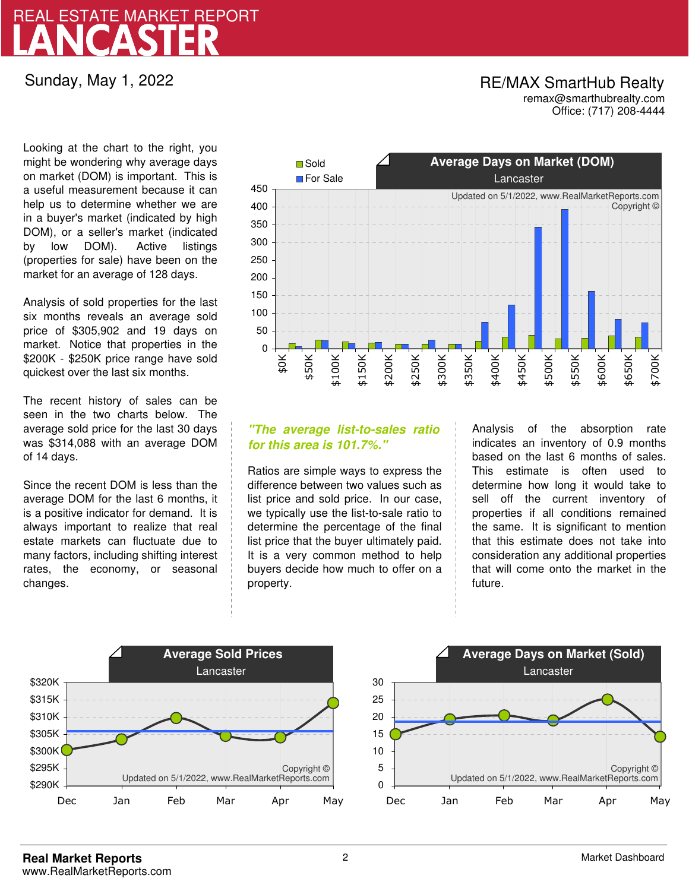# REAL ESTATE MARKET REPORT
# LANCASTER

Sunday, May 1, 2022

RE/MAX SmartHub Realty
remax@smarthubrealty.com
Office: (717) 208-4444

Looking at the chart to the right, you might be wondering why average days on market (DOM) is important. This is a useful measurement because it can help us to determine whether we are in a buyer's market (indicated by high DOM), or a seller's market (indicated by low DOM). Active listings (properties for sale) have been on the market for an average of 128 days.

Analysis of sold properties for the last six months reveals an average sold price of $305,902 and 19 days on market. Notice that properties in the $200K - $250K price range have sold quickest over the last six months.

The recent history of sales can be seen in the two charts below. The average sold price for the last 30 days was $314,088 with an average DOM of 14 days.

Since the recent DOM is less than the average DOM for the last 6 months, it is a positive indicator for demand. It is always important to realize that real estate markets can fluctuate due to many factors, including shifting interest rates, the economy, or seasonal changes.

**Average Days on Market (DOM)**
Lancaster

Legend: Sold, For Sale

Updated on 5/1/2022, www.RealMarketReports.com
Copyright ©

*"The average list-to-sales ratio for this area is 101.7%."*

Ratios are simple ways to express the difference between two values such as list price and sold price. In our case, we typically use the list-to-sale ratio to determine the percentage of the final list price that the buyer ultimately paid. It is a very common method to help buyers decide how much to offer on a property.

Analysis of the absorption rate indicates an inventory of 0.9 months based on the last 6 months of sales. This estimate is often used to determine how long it would take to sell off the current inventory of properties if all conditions remained the same. It is significant to mention that this estimate does not take into consideration any additional properties that will come onto the market in the future.

**Average Sold Prices**
Lancaster

Copyright ©
Updated on 5/1/2022, www.RealMarketReports.com

**Average Days on Market (Sold)**
Lancaster

Copyright ©
Updated on 5/1/2022, www.RealMarketReports.com

**Real Market Reports**
www.RealMarketReports.com

Market Dashboard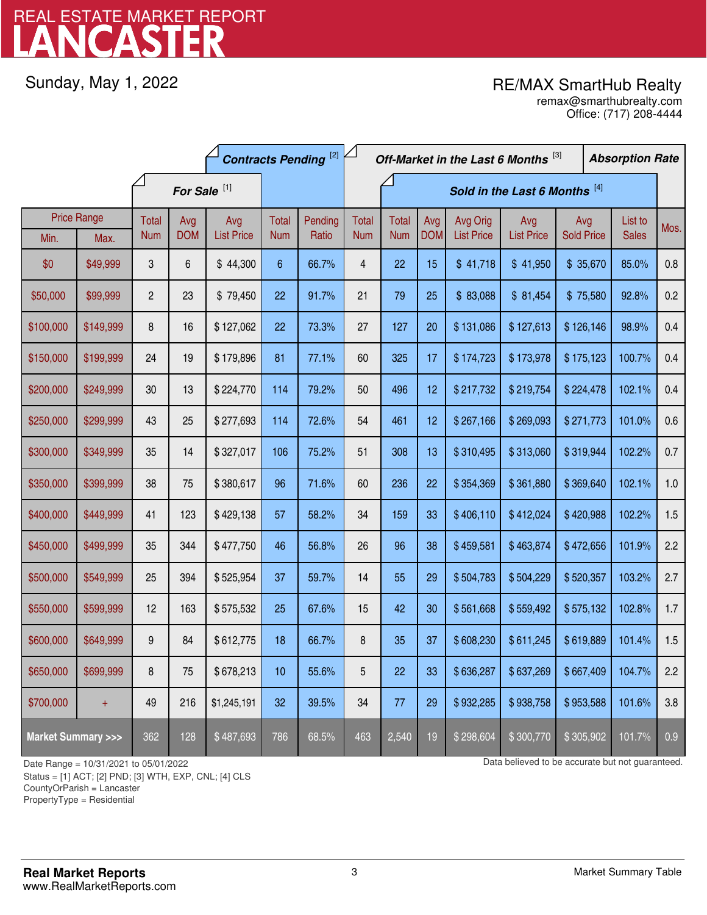# LANCASTER

REAL ESTATE MARKET REPORT

Sunday, May 1, 2022

**RE/MAX SmartHub Realty**
remax@smarthubrealty.com
Office: (717) 208-4444

| Price Range | | For Sale [1] | | | Contracts Pending [2] | | Off-Market in the Last 6 Months [3] | Sold in the Last 6 Months [4] | | | | | | Absorption Rate |
|---|---|---|---|---|---|---|---|---|---|---|---|---|---|---|
| Min. | Max. | Total Num | Avg DOM | Avg List Price | Total Num | Pending Ratio | Total Num | Total Num | Avg DOM | Avg Orig List Price | Avg List Price | Avg Sold Price | List to Sales | Mos. |
| $0 | $49,999 | 3 | 6 | $ 44,300 | 6 | 66.7% | 4 | 22 | 15 | $ 41,718 | $ 41,950 | $ 35,670 | 85.0% | 0.8 |
| $50,000 | $99,999 | 2 | 23 | $ 79,450 | 22 | 91.7% | 21 | 79 | 25 | $ 83,088 | $ 81,454 | $ 75,580 | 92.8% | 0.2 |
| $100,000 | $149,999 | 8 | 16 | $ 127,062 | 22 | 73.3% | 27 | 127 | 20 | $ 131,086 | $ 127,613 | $ 126,146 | 98.9% | 0.4 |
| $150,000 | $199,999 | 24 | 19 | $ 179,896 | 81 | 77.1% | 60 | 325 | 17 | $ 174,723 | $ 173,978 | $ 175,123 | 100.7% | 0.4 |
| $200,000 | $249,999 | 30 | 13 | $ 224,770 | 114 | 79.2% | 50 | 496 | 12 | $ 217,732 | $ 219,754 | $ 224,478 | 102.1% | 0.4 |
| $250,000 | $299,999 | 43 | 25 | $ 277,693 | 114 | 72.6% | 54 | 461 | 12 | $ 267,166 | $ 269,093 | $ 271,773 | 101.0% | 0.6 |
| $300,000 | $349,999 | 35 | 14 | $ 327,017 | 106 | 75.2% | 51 | 308 | 13 | $ 310,495 | $ 313,060 | $ 319,944 | 102.2% | 0.7 |
| $350,000 | $399,999 | 38 | 75 | $ 380,617 | 96 | 71.6% | 60 | 236 | 22 | $ 354,369 | $ 361,880 | $ 369,640 | 102.1% | 1.0 |
| $400,000 | $449,999 | 41 | 123 | $ 429,138 | 57 | 58.2% | 34 | 159 | 33 | $ 406,110 | $ 412,024 | $ 420,988 | 102.2% | 1.5 |
| $450,000 | $499,999 | 35 | 344 | $ 477,750 | 46 | 56.8% | 26 | 96 | 38 | $ 459,581 | $ 463,874 | $ 472,656 | 101.9% | 2.2 |
| $500,000 | $549,999 | 25 | 394 | $ 525,954 | 37 | 59.7% | 14 | 55 | 29 | $ 504,783 | $ 504,229 | $ 520,357 | 103.2% | 2.7 |
| $550,000 | $599,999 | 12 | 163 | $ 575,532 | 25 | 67.6% | 15 | 42 | 30 | $ 561,668 | $ 559,492 | $ 575,132 | 102.8% | 1.7 |
| $600,000 | $649,999 | 9 | 84 | $ 612,775 | 18 | 66.7% | 8 | 35 | 37 | $ 608,230 | $ 611,245 | $ 619,889 | 101.4% | 1.5 |
| $650,000 | $699,999 | 8 | 75 | $ 678,213 | 10 | 55.6% | 5 | 22 | 33 | $ 636,287 | $ 637,269 | $ 667,409 | 104.7% | 2.2 |
| $700,000 | + | 49 | 216 | $1,245,191 | 32 | 39.5% | 34 | 77 | 29 | $ 932,285 | $ 938,758 | $ 953,588 | 101.6% | 3.8 |
| **Market Summary >>>** | | 362 | 128 | $ 487,693 | 786 | 68.5% | 463 | 2,540 | 19 | $ 298,604 | $ 300,770 | $ 305,902 | 101.7% | 0.9 |

Date Range = 10/31/2021 to 05/01/2022
Status = [1] ACT; [2] PND; [3] WTH, EXP, CNL; [4] CLS
CountyOrParish = Lancaster
PropertyType = Residential

Data believed to be accurate but not guaranteed.

**Real Market Reports**
www.RealMarketReports.com

Market Summary Table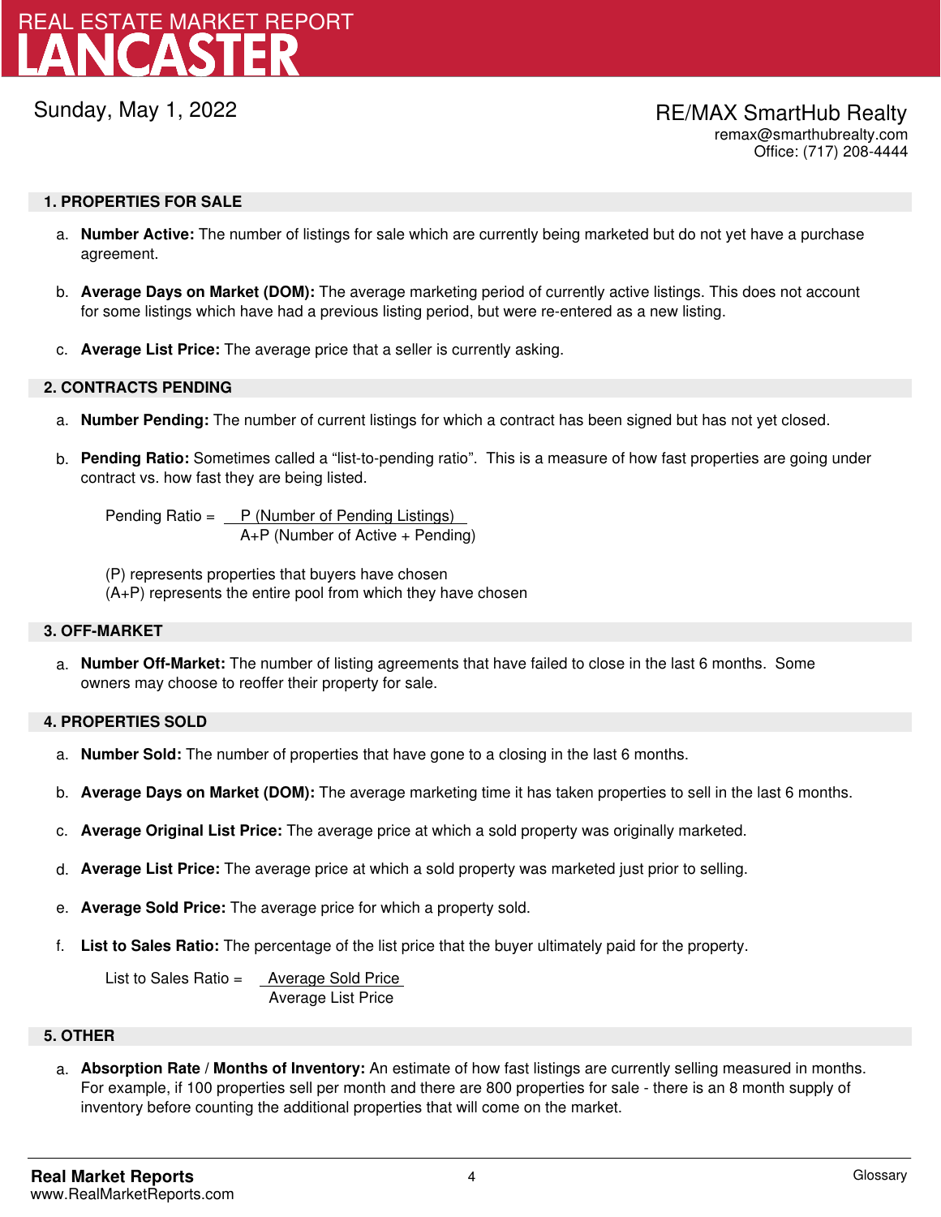# REAL ESTATE MARKET REPORT LANCASTER

Sunday, May 1, 2022

RE/MAX SmartHub Realty
remax@smarthubrealty.com
Office: (717) 208-4444

## 1. PROPERTIES FOR SALE

a. **Number Active:** The number of listings for sale which are currently being marketed but do not yet have a purchase agreement.

b. **Average Days on Market (DOM):** The average marketing period of currently active listings. This does not account for some listings which have had a previous listing period, but were re-entered as a new listing.

c. **Average List Price:** The average price that a seller is currently asking.

## 2. CONTRACTS PENDING

a. **Number Pending:** The number of current listings for which a contract has been signed but has not yet closed.

b. **Pending Ratio:** Sometimes called a "list-to-pending ratio". This is a measure of how fast properties are going under contract vs. how fast they are being listed.

$$\text{Pending Ratio} = \frac{\text{P (Number of Pending Listings)}}{\text{A+P (Number of Active + Pending)}}$$

(P) represents properties that buyers have chosen
(A+P) represents the entire pool from which they have chosen

## 3. OFF-MARKET

a. **Number Off-Market:** The number of listing agreements that have failed to close in the last 6 months. Some owners may choose to reoffer their property for sale.

## 4. PROPERTIES SOLD

a. **Number Sold:** The number of properties that have gone to a closing in the last 6 months.

b. **Average Days on Market (DOM):** The average marketing time it has taken properties to sell in the last 6 months.

c. **Average Original List Price:** The average price at which a sold property was originally marketed.

d. **Average List Price:** The average price at which a sold property was marketed just prior to selling.

e. **Average Sold Price:** The average price for which a property sold.

f. **List to Sales Ratio:** The percentage of the list price that the buyer ultimately paid for the property.

$$\text{List to Sales Ratio} = \frac{\text{Average Sold Price}}{\text{Average List Price}}$$

## 5. OTHER

a. **Absorption Rate / Months of Inventory:** An estimate of how fast listings are currently selling measured in months. For example, if 100 properties sell per month and there are 800 properties for sale - there is an 8 month supply of inventory before counting the additional properties that will come on the market.